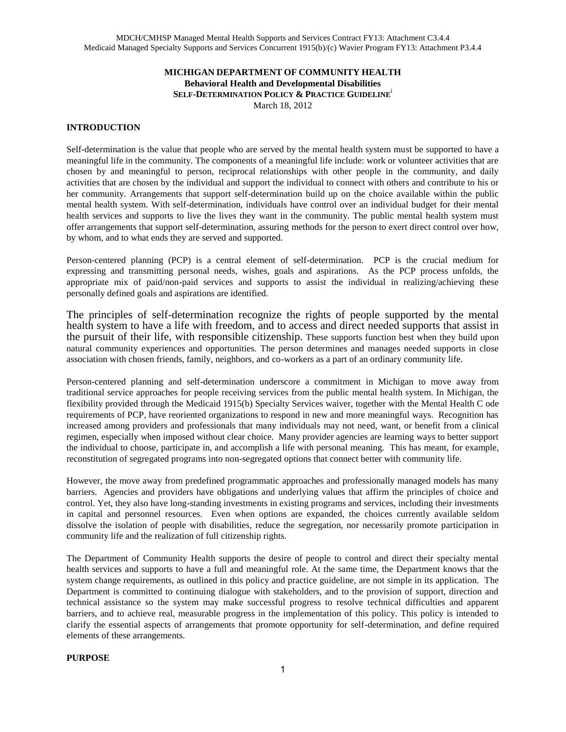MDCH/CMHSP Managed Mental Health Supports and Services Contract FY13: Attachment C3.4.4
Medicaid Managed Specialty Supports and Services Concurrent 1915(b)/(c) Wavier Program FY13: Attachment P3.4.4

**MICHIGAN DEPARTMENT OF COMMUNITY HEALTH**
**Behavioral Health and Developmental Disabilities**
**SELF-DETERMINATION POLICY & PRACTICE GUIDELINE**[i]
March 18, 2012

## INTRODUCTION

Self-determination is the value that people who are served by the mental health system must be supported to have a meaningful life in the community. The components of a meaningful life include: work or volunteer activities that are chosen by and meaningful to person, reciprocal relationships with other people in the community, and daily activities that are chosen by the individual and support the individual to connect with others and contribute to his or her community. Arrangements that support self-determination build up on the choice available within the public mental health system. With self-determination, individuals have control over an individual budget for their mental health services and supports to live the lives they want in the community. The public mental health system must offer arrangements that support self-determination, assuring methods for the person to exert direct control over how, by whom, and to what ends they are served and supported.

Person-centered planning (PCP) is a central element of self-determination. PCP is the crucial medium for expressing and transmitting personal needs, wishes, goals and aspirations. As the PCP process unfolds, the appropriate mix of paid/non-paid services and supports to assist the individual in realizing/achieving these personally defined goals and aspirations are identified.

The principles of self-determination recognize the rights of people supported by the mental health system to have a life with freedom, and to access and direct needed supports that assist in the pursuit of their life, with responsible citizenship. These supports function best when they build upon natural community experiences and opportunities. The person determines and manages needed supports in close association with chosen friends, family, neighbors, and co-workers as a part of an ordinary community life.

Person-centered planning and self-determination underscore a commitment in Michigan to move away from traditional service approaches for people receiving services from the public mental health system. In Michigan, the flexibility provided through the Medicaid 1915(b) Specialty Services waiver, together with the Mental Health C ode requirements of PCP, have reoriented organizations to respond in new and more meaningful ways. Recognition has increased among providers and professionals that many individuals may not need, want, or benefit from a clinical regimen, especially when imposed without clear choice. Many provider agencies are learning ways to better support the individual to choose, participate in, and accomplish a life with personal meaning. This has meant, for example, reconstitution of segregated programs into non-segregated options that connect better with community life.

However, the move away from predefined programmatic approaches and professionally managed models has many barriers. Agencies and providers have obligations and underlying values that affirm the principles of choice and control. Yet, they also have long-standing investments in existing programs and services, including their investments in capital and personnel resources. Even when options are expanded, the choices currently available seldom dissolve the isolation of people with disabilities, reduce the segregation, nor necessarily promote participation in community life and the realization of full citizenship rights.

The Department of Community Health supports the desire of people to control and direct their specialty mental health services and supports to have a full and meaningful role. At the same time, the Department knows that the system change requirements, as outlined in this policy and practice guideline, are not simple in its application. The Department is committed to continuing dialogue with stakeholders, and to the provision of support, direction and technical assistance so the system may make successful progress to resolve technical difficulties and apparent barriers, and to achieve real, measurable progress in the implementation of this policy. This policy is intended to clarify the essential aspects of arrangements that promote opportunity for self-determination, and define required elements of these arrangements.

## PURPOSE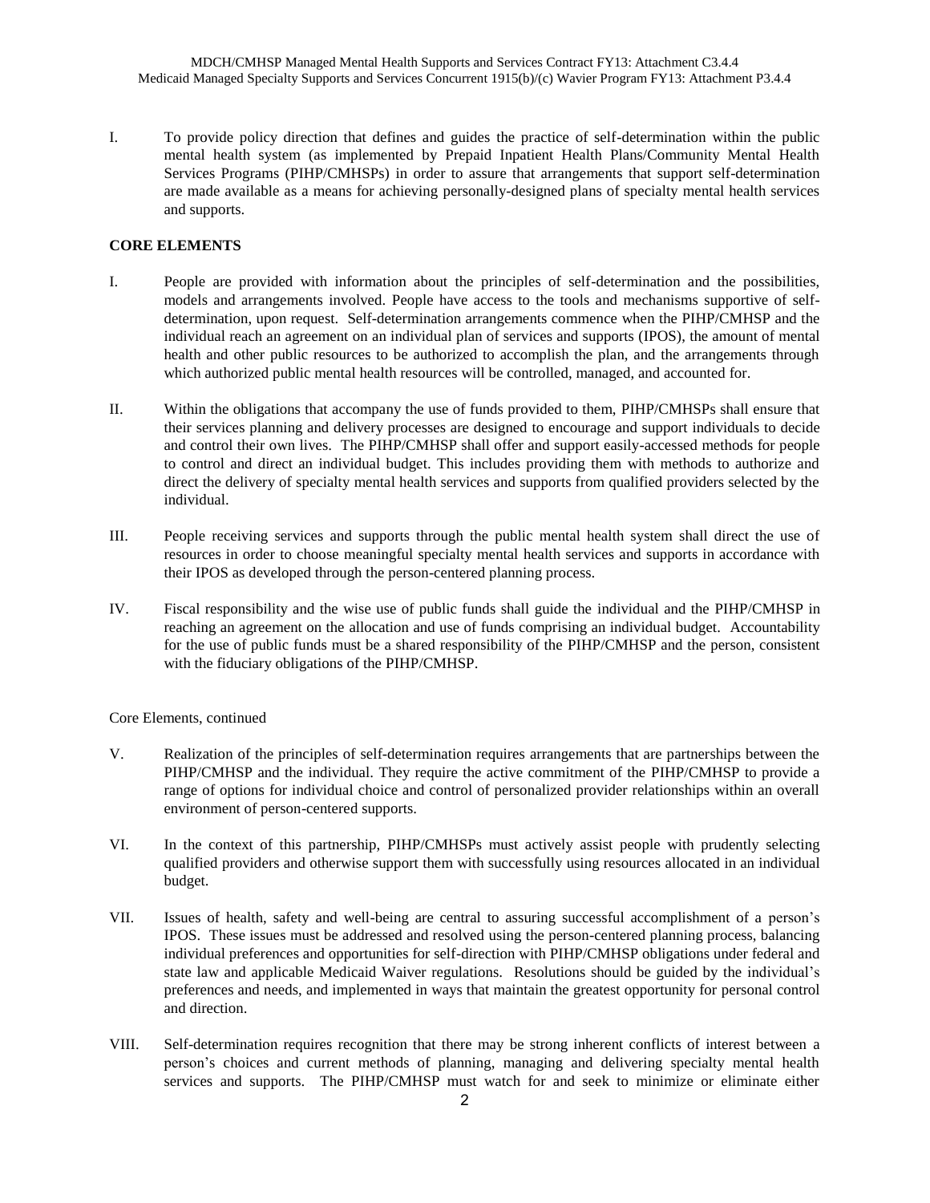I. To provide policy direction that defines and guides the practice of self-determination within the public mental health system (as implemented by Prepaid Inpatient Health Plans/Community Mental Health Services Programs (PIHP/CMHSPs) in order to assure that arrangements that support self-determination are made available as a means for achieving personally-designed plans of specialty mental health services and supports.

**CORE ELEMENTS**

I. People are provided with information about the principles of self-determination and the possibilities, models and arrangements involved. People have access to the tools and mechanisms supportive of self-determination, upon request. Self-determination arrangements commence when the PIHP/CMHSP and the individual reach an agreement on an individual plan of services and supports (IPOS), the amount of mental health and other public resources to be authorized to accomplish the plan, and the arrangements through which authorized public mental health resources will be controlled, managed, and accounted for.

II. Within the obligations that accompany the use of funds provided to them, PIHP/CMHSPs shall ensure that their services planning and delivery processes are designed to encourage and support individuals to decide and control their own lives. The PIHP/CMHSP shall offer and support easily-accessed methods for people to control and direct an individual budget. This includes providing them with methods to authorize and direct the delivery of specialty mental health services and supports from qualified providers selected by the individual.

III. People receiving services and supports through the public mental health system shall direct the use of resources in order to choose meaningful specialty mental health services and supports in accordance with their IPOS as developed through the person-centered planning process.

IV. Fiscal responsibility and the wise use of public funds shall guide the individual and the PIHP/CMHSP in reaching an agreement on the allocation and use of funds comprising an individual budget. Accountability for the use of public funds must be a shared responsibility of the PIHP/CMHSP and the person, consistent with the fiduciary obligations of the PIHP/CMHSP.

Core Elements, continued

V. Realization of the principles of self-determination requires arrangements that are partnerships between the PIHP/CMHSP and the individual. They require the active commitment of the PIHP/CMHSP to provide a range of options for individual choice and control of personalized provider relationships within an overall environment of person-centered supports.

VI. In the context of this partnership, PIHP/CMHSPs must actively assist people with prudently selecting qualified providers and otherwise support them with successfully using resources allocated in an individual budget.

VII. Issues of health, safety and well-being are central to assuring successful accomplishment of a person's IPOS. These issues must be addressed and resolved using the person-centered planning process, balancing individual preferences and opportunities for self-direction with PIHP/CMHSP obligations under federal and state law and applicable Medicaid Waiver regulations. Resolutions should be guided by the individual's preferences and needs, and implemented in ways that maintain the greatest opportunity for personal control and direction.

VIII. Self-determination requires recognition that there may be strong inherent conflicts of interest between a person's choices and current methods of planning, managing and delivering specialty mental health services and supports. The PIHP/CMHSP must watch for and seek to minimize or eliminate either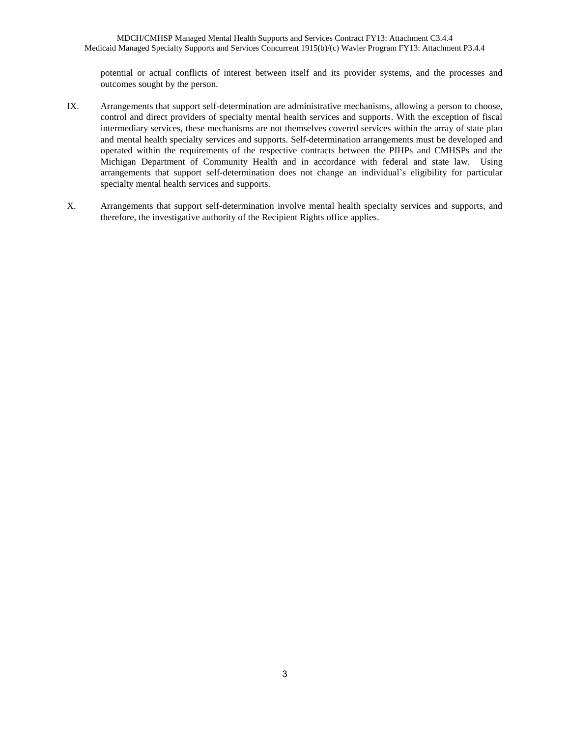potential or actual conflicts of interest between itself and its provider systems, and the processes and outcomes sought by the person.

IX. Arrangements that support self-determination are administrative mechanisms, allowing a person to choose, control and direct providers of specialty mental health services and supports. With the exception of fiscal intermediary services, these mechanisms are not themselves covered services within the array of state plan and mental health specialty services and supports. Self-determination arrangements must be developed and operated within the requirements of the respective contracts between the PIHPs and CMHSPs and the Michigan Department of Community Health and in accordance with federal and state law. Using arrangements that support self-determination does not change an individual's eligibility for particular specialty mental health services and supports.

X. Arrangements that support self-determination involve mental health specialty services and supports, and therefore, the investigative authority of the Recipient Rights office applies.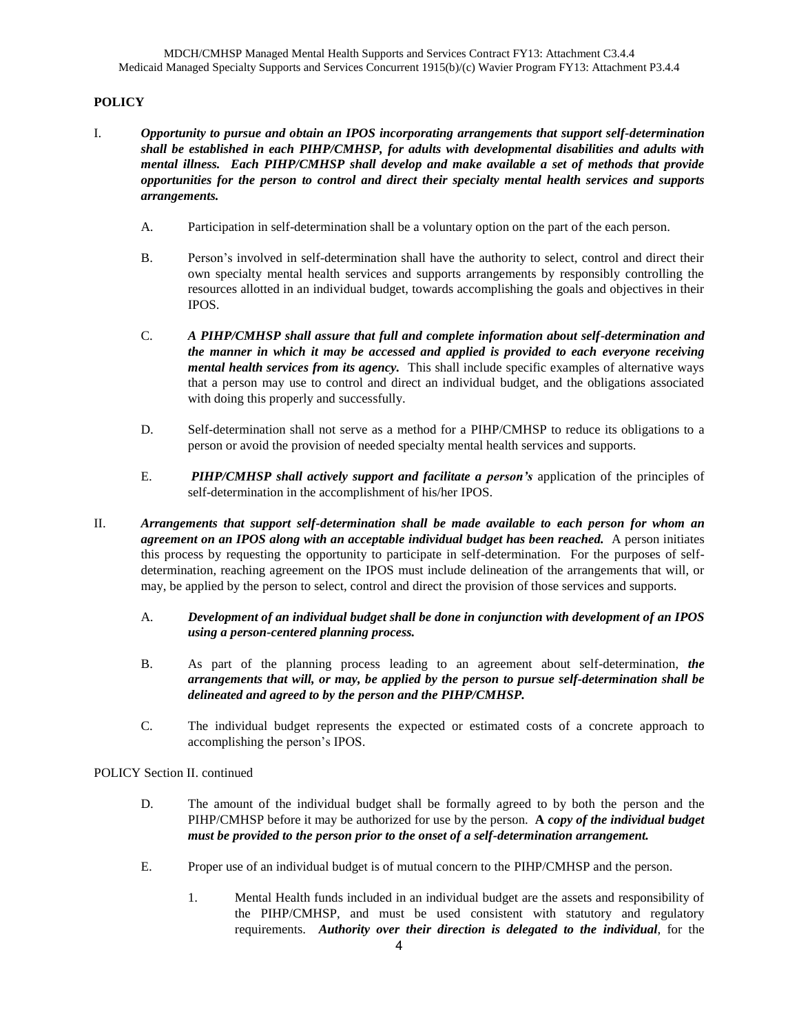**POLICY**

I. ***Opportunity to pursue and obtain an IPOS incorporating arrangements that support self-determination shall be established in each PIHP/CMHSP, for adults with developmental disabilities and adults with mental illness. Each PIHP/CMHSP shall develop and make available a set of methods that provide opportunities for the person to control and direct their specialty mental health services and supports arrangements.***

   A. Participation in self-determination shall be a voluntary option on the part of the each person.

   B. Person's involved in self-determination shall have the authority to select, control and direct their own specialty mental health services and supports arrangements by responsibly controlling the resources allotted in an individual budget, towards accomplishing the goals and objectives in their IPOS.

   C. ***A PIHP/CMHSP shall assure that full and complete information about self-determination and the manner in which it may be accessed and applied is provided to each everyone receiving mental health services from its agency.*** This shall include specific examples of alternative ways that a person may use to control and direct an individual budget, and the obligations associated with doing this properly and successfully.

   D. Self-determination shall not serve as a method for a PIHP/CMHSP to reduce its obligations to a person or avoid the provision of needed specialty mental health services and supports.

   E. ***PIHP/CMHSP shall actively support and facilitate a person's*** application of the principles of self-determination in the accomplishment of his/her IPOS.

II. ***Arrangements that support self-determination shall be made available to each person for whom an agreement on an IPOS along with an acceptable individual budget has been reached.*** A person initiates this process by requesting the opportunity to participate in self-determination. For the purposes of self-determination, reaching agreement on the IPOS must include delineation of the arrangements that will, or may, be applied by the person to select, control and direct the provision of those services and supports.

   A. ***Development of an individual budget shall be done in conjunction with development of an IPOS using a person-centered planning process.***

   B. As part of the planning process leading to an agreement about self-determination, ***the arrangements that will, or may, be applied by the person to pursue self-determination shall be delineated and agreed to by the person and the PIHP/CMHSP.***

   C. The individual budget represents the expected or estimated costs of a concrete approach to accomplishing the person's IPOS.

POLICY Section II. continued

   D. The amount of the individual budget shall be formally agreed to by both the person and the PIHP/CMHSP before it may be authorized for use by the person. ***A copy of the individual budget must be provided to the person prior to the onset of a self-determination arrangement.***

   E. Proper use of an individual budget is of mutual concern to the PIHP/CMHSP and the person.

      1. Mental Health funds included in an individual budget are the assets and responsibility of the PIHP/CMHSP, and must be used consistent with statutory and regulatory requirements. ***Authority over their direction is delegated to the individual***, for the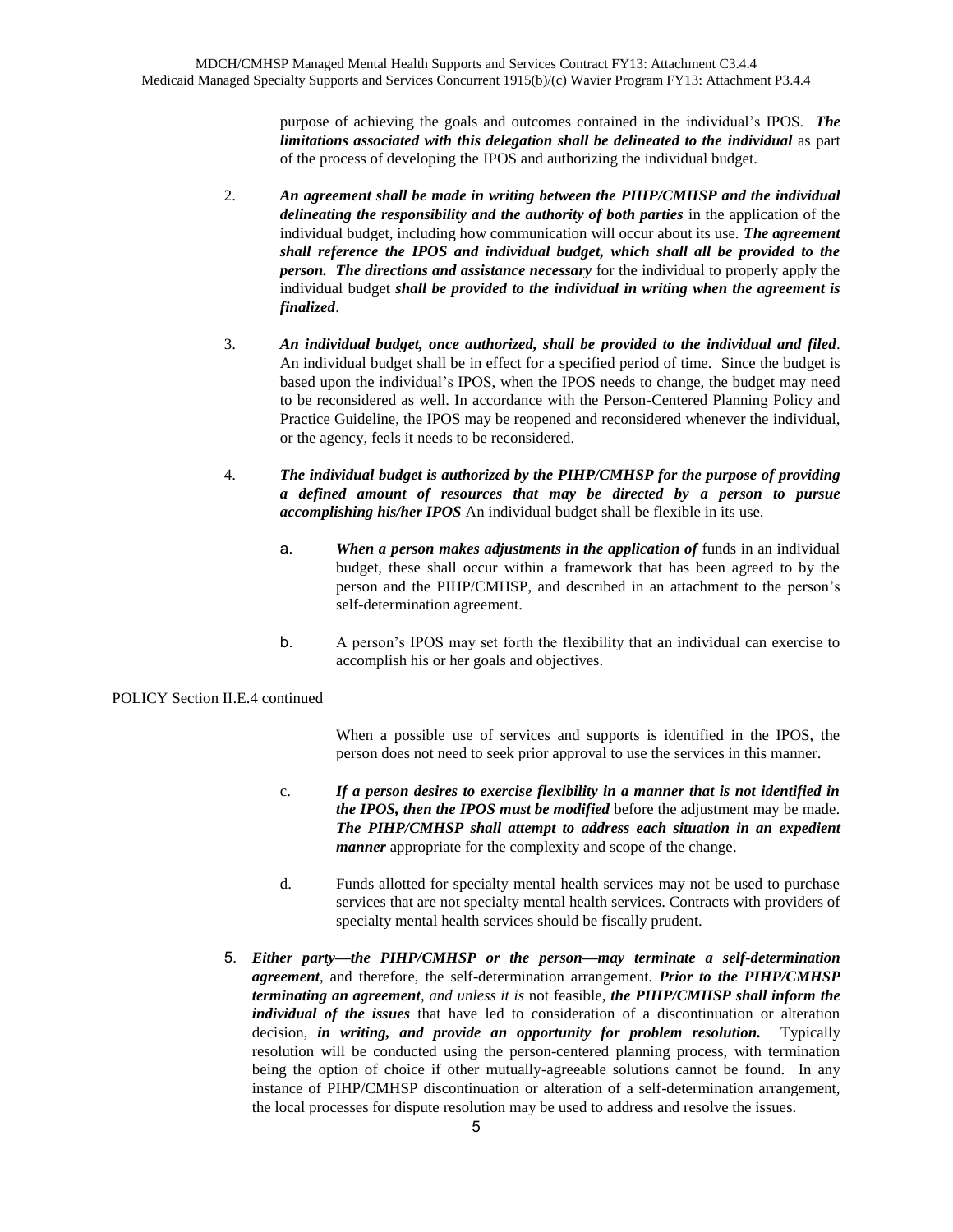purpose of achieving the goals and outcomes contained in the individual's IPOS. ***The limitations associated with this delegation shall be delineated to the individual*** as part of the process of developing the IPOS and authorizing the individual budget.

2. ***An agreement shall be made in writing between the PIHP/CMHSP and the individual delineating the responsibility and the authority of both parties*** in the application of the individual budget, including how communication will occur about its use. ***The agreement shall reference the IPOS and individual budget, which shall all be provided to the person. The directions and assistance necessary*** for the individual to properly apply the individual budget ***shall be provided to the individual in writing when the agreement is finalized***.

3. ***An individual budget, once authorized, shall be provided to the individual and filed***. An individual budget shall be in effect for a specified period of time. Since the budget is based upon the individual's IPOS, when the IPOS needs to change, the budget may need to be reconsidered as well. In accordance with the Person-Centered Planning Policy and Practice Guideline, the IPOS may be reopened and reconsidered whenever the individual, or the agency, feels it needs to be reconsidered.

4. ***The individual budget is authorized by the PIHP/CMHSP for the purpose of providing a defined amount of resources that may be directed by a person to pursue accomplishing his/her IPOS*** An individual budget shall be flexible in its use.

   a. ***When a person makes adjustments in the application of*** funds in an individual budget, these shall occur within a framework that has been agreed to by the person and the PIHP/CMHSP, and described in an attachment to the person's self-determination agreement.

   b. A person's IPOS may set forth the flexibility that an individual can exercise to accomplish his or her goals and objectives.

POLICY Section II.E.4 continued

   When a possible use of services and supports is identified in the IPOS, the person does not need to seek prior approval to use the services in this manner.

   c. ***If a person desires to exercise flexibility in a manner that is not identified in the IPOS, then the IPOS must be modified*** before the adjustment may be made. ***The PIHP/CMHSP shall attempt to address each situation in an expedient manner*** appropriate for the complexity and scope of the change.

   d. Funds allotted for specialty mental health services may not be used to purchase services that are not specialty mental health services. Contracts with providers of specialty mental health services should be fiscally prudent.

5. ***Either party—the PIHP/CMHSP or the person—may terminate a self-determination agreement***, and therefore, the self-determination arrangement. ***Prior to the PIHP/CMHSP terminating an agreement***, *and unless it is* not feasible, ***the PIHP/CMHSP shall inform the individual of the issues*** that have led to consideration of a discontinuation or alteration decision, ***in writing, and provide an opportunity for problem resolution.*** Typically resolution will be conducted using the person-centered planning process, with termination being the option of choice if other mutually-agreeable solutions cannot be found. In any instance of PIHP/CMHSP discontinuation or alteration of a self-determination arrangement, the local processes for dispute resolution may be used to address and resolve the issues.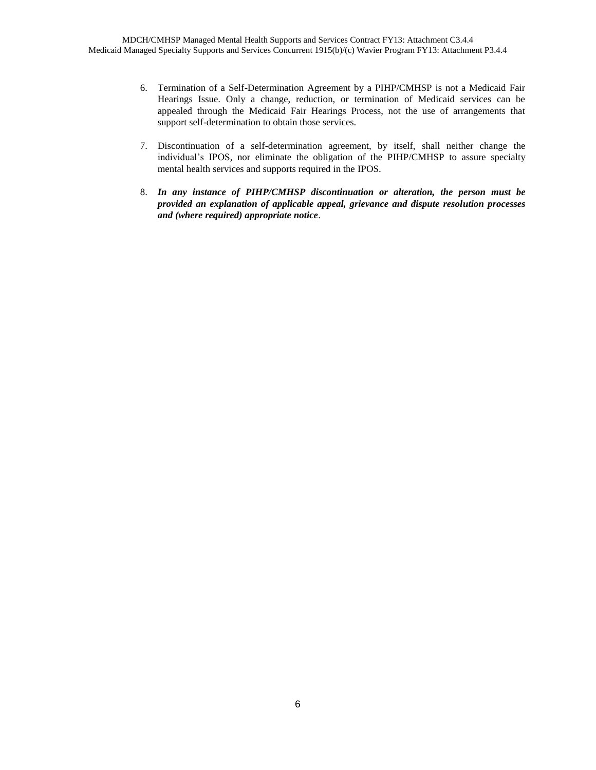6. Termination of a Self-Determination Agreement by a PIHP/CMHSP is not a Medicaid Fair Hearings Issue. Only a change, reduction, or termination of Medicaid services can be appealed through the Medicaid Fair Hearings Process, not the use of arrangements that support self-determination to obtain those services.

7. Discontinuation of a self-determination agreement, by itself, shall neither change the individual's IPOS, nor eliminate the obligation of the PIHP/CMHSP to assure specialty mental health services and supports required in the IPOS.

8. ***In any instance of PIHP/CMHSP discontinuation or alteration, the person must be provided an explanation of applicable appeal, grievance and dispute resolution processes and (where required) appropriate notice***.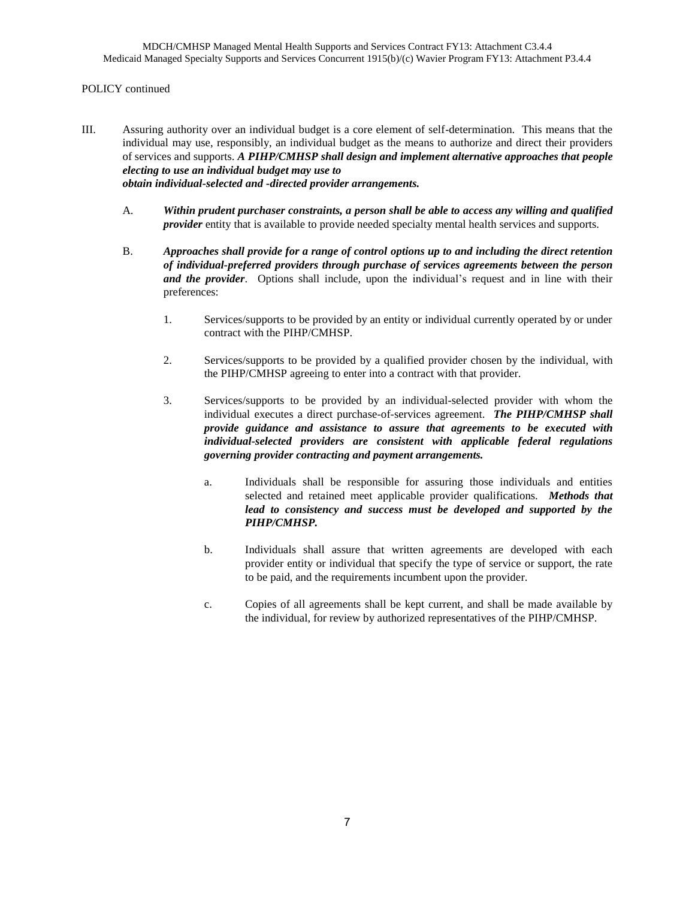POLICY continued

III. Assuring authority over an individual budget is a core element of self-determination. This means that the individual may use, responsibly, an individual budget as the means to authorize and direct their providers of services and supports. ***A PIHP/CMHSP shall design and implement alternative approaches that people electing to use an individual budget may use to obtain individual-selected and -directed provider arrangements.***

   A. ***Within prudent purchaser constraints, a person shall be able to access any willing and qualified provider*** entity that is available to provide needed specialty mental health services and supports.

   B. ***Approaches shall provide for a range of control options up to and including the direct retention of individual-preferred providers through purchase of services agreements between the person and the provider***. Options shall include, upon the individual's request and in line with their preferences:

      1. Services/supports to be provided by an entity or individual currently operated by or under contract with the PIHP/CMHSP.

      2. Services/supports to be provided by a qualified provider chosen by the individual, with the PIHP/CMHSP agreeing to enter into a contract with that provider.

      3. Services/supports to be provided by an individual-selected provider with whom the individual executes a direct purchase-of-services agreement. ***The PIHP/CMHSP shall provide guidance and assistance to assure that agreements to be executed with individual-selected providers are consistent with applicable federal regulations governing provider contracting and payment arrangements.***

         a. Individuals shall be responsible for assuring those individuals and entities selected and retained meet applicable provider qualifications. ***Methods that lead to consistency and success must be developed and supported by the PIHP/CMHSP.***

         b. Individuals shall assure that written agreements are developed with each provider entity or individual that specify the type of service or support, the rate to be paid, and the requirements incumbent upon the provider.

         c. Copies of all agreements shall be kept current, and shall be made available by the individual, for review by authorized representatives of the PIHP/CMHSP.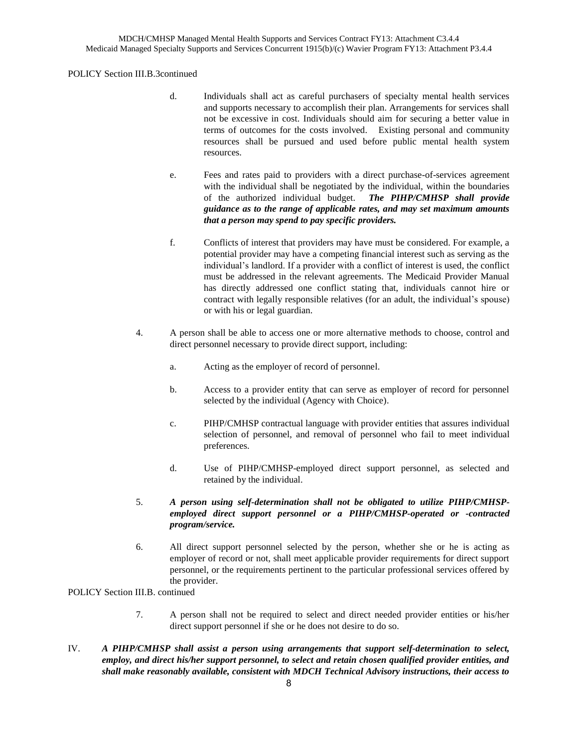POLICY Section III.B.3continued

d. Individuals shall act as careful purchasers of specialty mental health services and supports necessary to accomplish their plan. Arrangements for services shall not be excessive in cost. Individuals should aim for securing a better value in terms of outcomes for the costs involved. Existing personal and community resources shall be pursued and used before public mental health system resources.

e. Fees and rates paid to providers with a direct purchase-of-services agreement with the individual shall be negotiated by the individual, within the boundaries of the authorized individual budget. ***The PIHP/CMHSP shall provide guidance as to the range of applicable rates, and may set maximum amounts that a person may spend to pay specific providers.***

f. Conflicts of interest that providers may have must be considered. For example, a potential provider may have a competing financial interest such as serving as the individual's landlord. If a provider with a conflict of interest is used, the conflict must be addressed in the relevant agreements. The Medicaid Provider Manual has directly addressed one conflict stating that, individuals cannot hire or contract with legally responsible relatives (for an adult, the individual's spouse) or with his or legal guardian.

4. A person shall be able to access one or more alternative methods to choose, control and direct personnel necessary to provide direct support, including:

   a. Acting as the employer of record of personnel.

   b. Access to a provider entity that can serve as employer of record for personnel selected by the individual (Agency with Choice).

   c. PIHP/CMHSP contractual language with provider entities that assures individual selection of personnel, and removal of personnel who fail to meet individual preferences.

   d. Use of PIHP/CMHSP-employed direct support personnel, as selected and retained by the individual.

5. ***A person using self-determination shall not be obligated to utilize PIHP/CMHSP-employed direct support personnel or a PIHP/CMHSP-operated or -contracted program/service.***

6. All direct support personnel selected by the person, whether she or he is acting as employer of record or not, shall meet applicable provider requirements for direct support personnel, or the requirements pertinent to the particular professional services offered by the provider.

POLICY Section III.B. continued

7. A person shall not be required to select and direct needed provider entities or his/her direct support personnel if she or he does not desire to do so.

IV. ***A PIHP/CMHSP shall assist a person using arrangements that support self-determination to select, employ, and direct his/her support personnel, to select and retain chosen qualified provider entities, and shall make reasonably available, consistent with MDCH Technical Advisory instructions, their access to***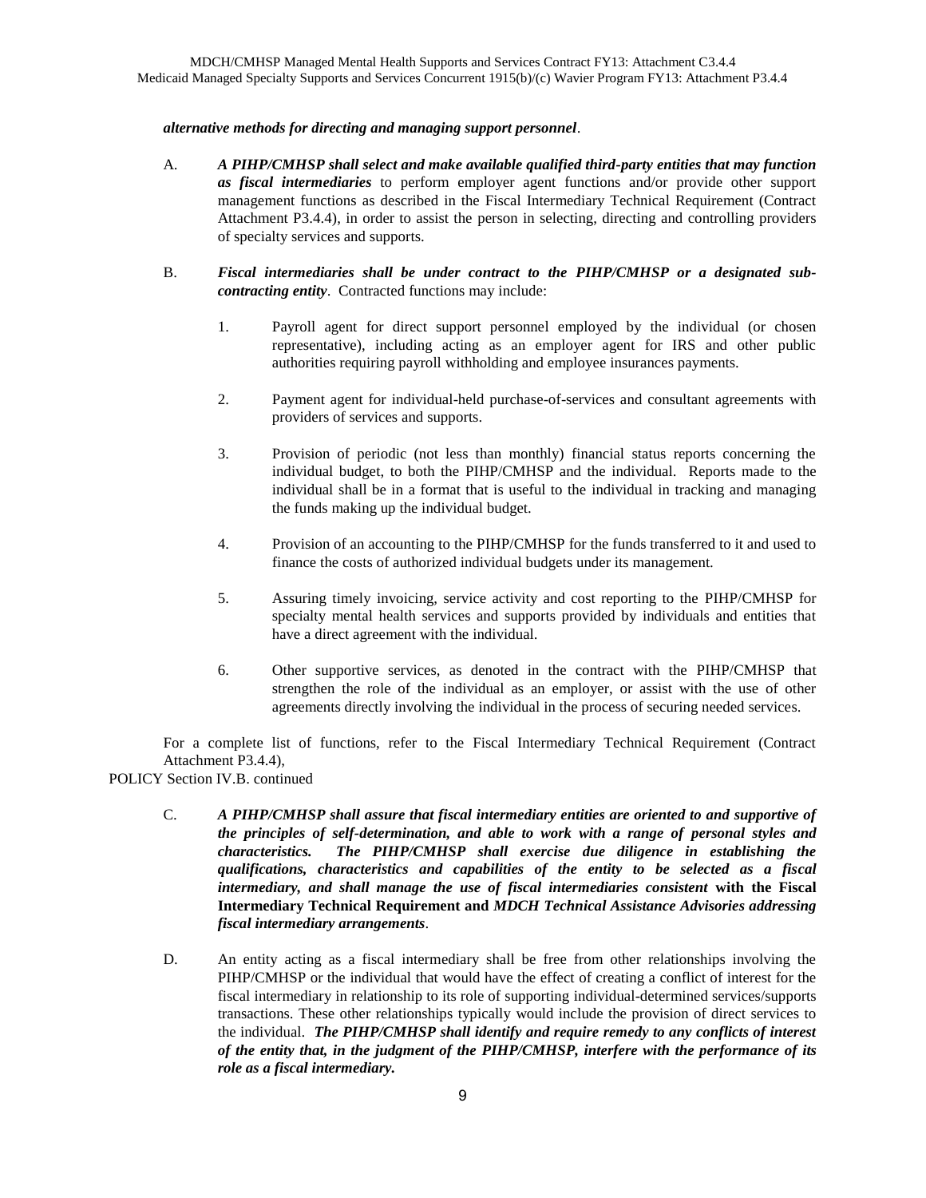*alternative methods for directing and managing support personnel*.

A. ***A PIHP/CMHSP shall select and make available qualified third-party entities that may function as fiscal intermediaries*** to perform employer agent functions and/or provide other support management functions as described in the Fiscal Intermediary Technical Requirement (Contract Attachment P3.4.4), in order to assist the person in selecting, directing and controlling providers of specialty services and supports.

B. ***Fiscal intermediaries shall be under contract to the PIHP/CMHSP or a designated sub-contracting entity***. Contracted functions may include:

1. Payroll agent for direct support personnel employed by the individual (or chosen representative), including acting as an employer agent for IRS and other public authorities requiring payroll withholding and employee insurances payments.

2. Payment agent for individual-held purchase-of-services and consultant agreements with providers of services and supports.

3. Provision of periodic (not less than monthly) financial status reports concerning the individual budget, to both the PIHP/CMHSP and the individual. Reports made to the individual shall be in a format that is useful to the individual in tracking and managing the funds making up the individual budget.

4. Provision of an accounting to the PIHP/CMHSP for the funds transferred to it and used to finance the costs of authorized individual budgets under its management.

5. Assuring timely invoicing, service activity and cost reporting to the PIHP/CMHSP for specialty mental health services and supports provided by individuals and entities that have a direct agreement with the individual.

6. Other supportive services, as denoted in the contract with the PIHP/CMHSP that strengthen the role of the individual as an employer, or assist with the use of other agreements directly involving the individual in the process of securing needed services.

For a complete list of functions, refer to the Fiscal Intermediary Technical Requirement (Contract Attachment P3.4.4),

POLICY Section IV.B. continued

C. ***A PIHP/CMHSP shall assure that fiscal intermediary entities are oriented to and supportive of the principles of self-determination, and able to work with a range of personal styles and characteristics. The PIHP/CMHSP shall exercise due diligence in establishing the qualifications, characteristics and capabilities of the entity to be selected as a fiscal intermediary, and shall manage the use of fiscal intermediaries consistent* with the Fiscal Intermediary Technical Requirement and *MDCH Technical Assistance Advisories addressing fiscal intermediary arrangements***.

D. An entity acting as a fiscal intermediary shall be free from other relationships involving the PIHP/CMHSP or the individual that would have the effect of creating a conflict of interest for the fiscal intermediary in relationship to its role of supporting individual-determined services/supports transactions. These other relationships typically would include the provision of direct services to the individual. ***The PIHP/CMHSP shall identify and require remedy to any conflicts of interest of the entity that, in the judgment of the PIHP/CMHSP, interfere with the performance of its role as a fiscal intermediary.***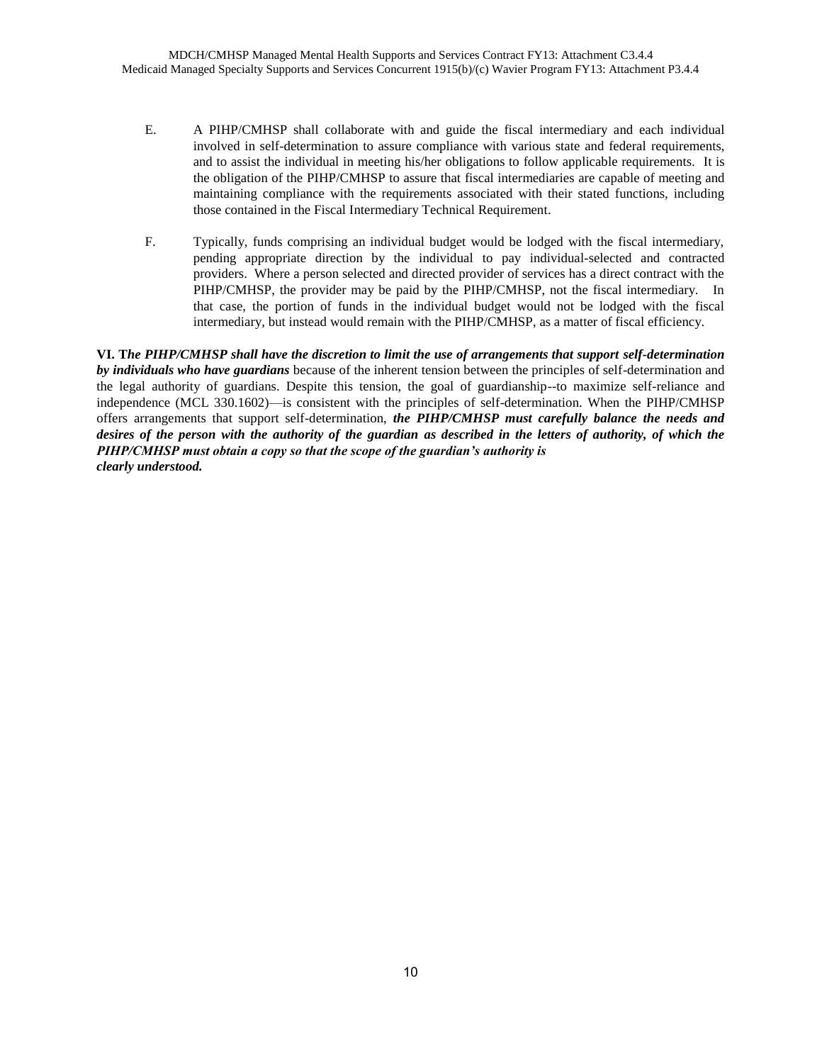E. A PIHP/CMHSP shall collaborate with and guide the fiscal intermediary and each individual involved in self-determination to assure compliance with various state and federal requirements, and to assist the individual in meeting his/her obligations to follow applicable requirements. It is the obligation of the PIHP/CMHSP to assure that fiscal intermediaries are capable of meeting and maintaining compliance with the requirements associated with their stated functions, including those contained in the Fiscal Intermediary Technical Requirement.

F. Typically, funds comprising an individual budget would be lodged with the fiscal intermediary, pending appropriate direction by the individual to pay individual-selected and contracted providers. Where a person selected and directed provider of services has a direct contract with the PIHP/CMHSP, the provider may be paid by the PIHP/CMHSP, not the fiscal intermediary. In that case, the portion of funds in the individual budget would not be lodged with the fiscal intermediary, but instead would remain with the PIHP/CMHSP, as a matter of fiscal efficiency.

**VI. T*he PIHP/CMHSP shall have the discretion to limit the use of arrangements that support self-determination by individuals who have guardians*** because of the inherent tension between the principles of self-determination and the legal authority of guardians. Despite this tension, the goal of guardianship--to maximize self-reliance and independence (MCL 330.1602)—is consistent with the principles of self-determination. When the PIHP/CMHSP offers arrangements that support self-determination, ***the PIHP/CMHSP must carefully balance the needs and desires of the person with the authority of the guardian as described in the letters of authority, of which the PIHP/CMHSP must obtain a copy so that the scope of the guardian's authority is clearly understood.***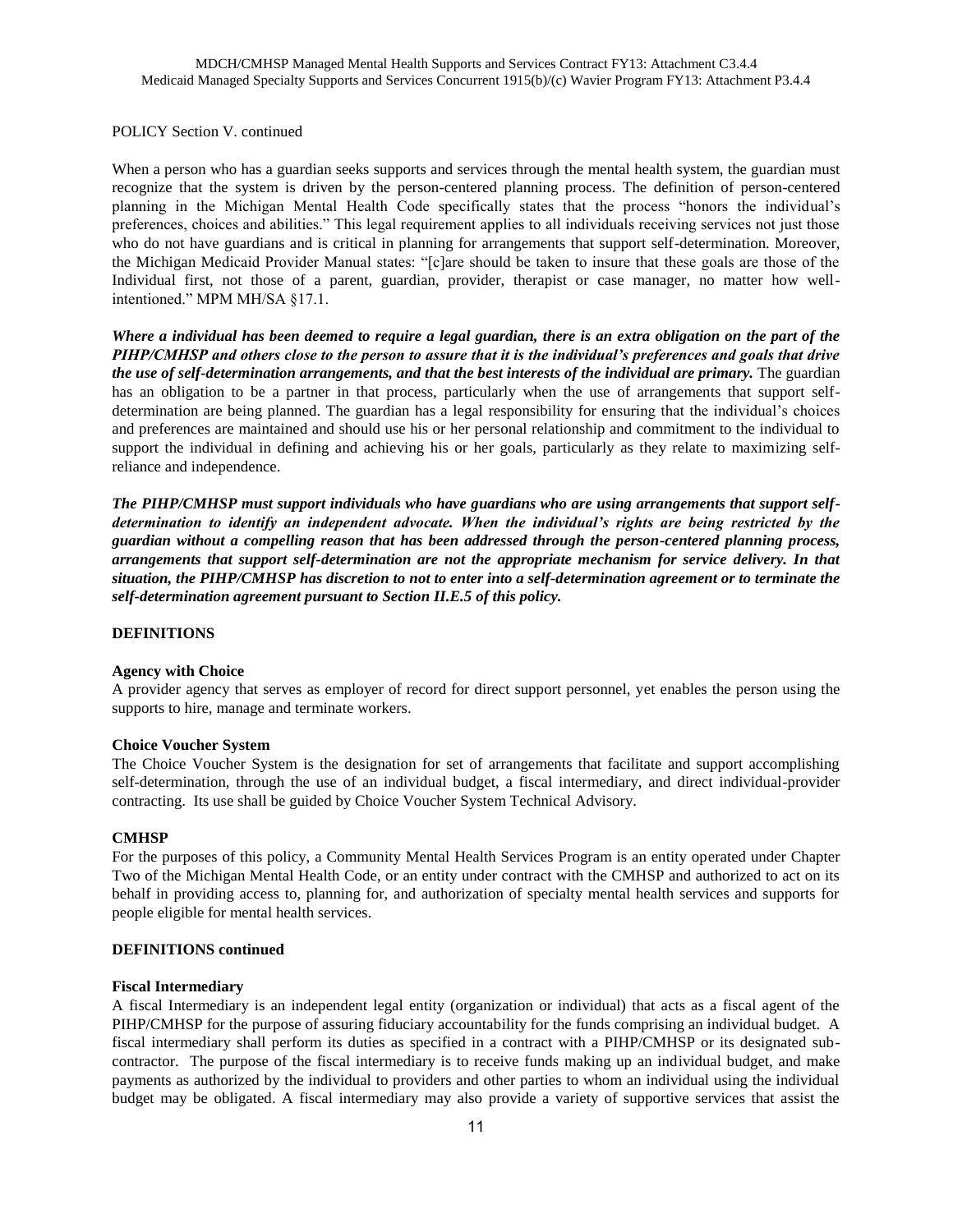POLICY Section V. continued

When a person who has a guardian seeks supports and services through the mental health system, the guardian must recognize that the system is driven by the person-centered planning process. The definition of person-centered planning in the Michigan Mental Health Code specifically states that the process "honors the individual's preferences, choices and abilities." This legal requirement applies to all individuals receiving services not just those who do not have guardians and is critical in planning for arrangements that support self-determination. Moreover, the Michigan Medicaid Provider Manual states: "[c]are should be taken to insure that these goals are those of the Individual first, not those of a parent, guardian, provider, therapist or case manager, no matter how well-intentioned." MPM MH/SA §17.1.

***Where a individual has been deemed to require a legal guardian, there is an extra obligation on the part of the PIHP/CMHSP and others close to the person to assure that it is the individual's preferences and goals that drive the use of self-determination arrangements, and that the best interests of the individual are primary.*** The guardian has an obligation to be a partner in that process, particularly when the use of arrangements that support self-determination are being planned. The guardian has a legal responsibility for ensuring that the individual's choices and preferences are maintained and should use his or her personal relationship and commitment to the individual to support the individual in defining and achieving his or her goals, particularly as they relate to maximizing self-reliance and independence.

***The PIHP/CMHSP must support individuals who have guardians who are using arrangements that support self-determination to identify an independent advocate. When the individual's rights are being restricted by the guardian without a compelling reason that has been addressed through the person-centered planning process, arrangements that support self-determination are not the appropriate mechanism for service delivery. In that situation, the PIHP/CMHSP has discretion to not to enter into a self-determination agreement or to terminate the self-determination agreement pursuant to Section II.E.5 of this policy.***

**DEFINITIONS**

**Agency with Choice**
A provider agency that serves as employer of record for direct support personnel, yet enables the person using the supports to hire, manage and terminate workers.

**Choice Voucher System**
The Choice Voucher System is the designation for set of arrangements that facilitate and support accomplishing self-determination, through the use of an individual budget, a fiscal intermediary, and direct individual-provider contracting. Its use shall be guided by Choice Voucher System Technical Advisory.

**CMHSP**
For the purposes of this policy, a Community Mental Health Services Program is an entity operated under Chapter Two of the Michigan Mental Health Code, or an entity under contract with the CMHSP and authorized to act on its behalf in providing access to, planning for, and authorization of specialty mental health services and supports for people eligible for mental health services.

**DEFINITIONS continued**

**Fiscal Intermediary**
A fiscal Intermediary is an independent legal entity (organization or individual) that acts as a fiscal agent of the PIHP/CMHSP for the purpose of assuring fiduciary accountability for the funds comprising an individual budget. A fiscal intermediary shall perform its duties as specified in a contract with a PIHP/CMHSP or its designated sub-contractor. The purpose of the fiscal intermediary is to receive funds making up an individual budget, and make payments as authorized by the individual to providers and other parties to whom an individual using the individual budget may be obligated. A fiscal intermediary may also provide a variety of supportive services that assist the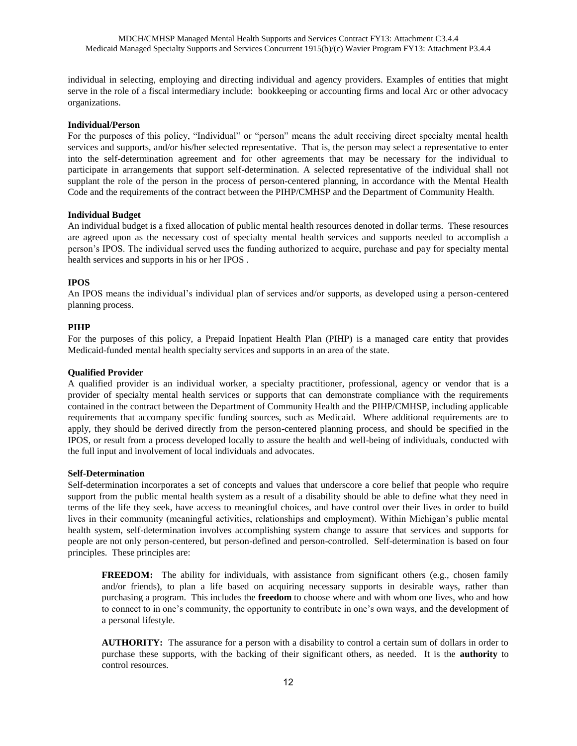individual in selecting, employing and directing individual and agency providers. Examples of entities that might serve in the role of a fiscal intermediary include: bookkeeping or accounting firms and local Arc or other advocacy organizations.

**Individual/Person**

For the purposes of this policy, "Individual" or "person" means the adult receiving direct specialty mental health services and supports, and/or his/her selected representative. That is, the person may select a representative to enter into the self-determination agreement and for other agreements that may be necessary for the individual to participate in arrangements that support self-determination. A selected representative of the individual shall not supplant the role of the person in the process of person-centered planning, in accordance with the Mental Health Code and the requirements of the contract between the PIHP/CMHSP and the Department of Community Health.

**Individual Budget**

An individual budget is a fixed allocation of public mental health resources denoted in dollar terms. These resources are agreed upon as the necessary cost of specialty mental health services and supports needed to accomplish a person's IPOS. The individual served uses the funding authorized to acquire, purchase and pay for specialty mental health services and supports in his or her IPOS .

**IPOS**

An IPOS means the individual's individual plan of services and/or supports, as developed using a person-centered planning process.

**PIHP**

For the purposes of this policy, a Prepaid Inpatient Health Plan (PIHP) is a managed care entity that provides Medicaid-funded mental health specialty services and supports in an area of the state.

**Qualified Provider**

A qualified provider is an individual worker, a specialty practitioner, professional, agency or vendor that is a provider of specialty mental health services or supports that can demonstrate compliance with the requirements contained in the contract between the Department of Community Health and the PIHP/CMHSP, including applicable requirements that accompany specific funding sources, such as Medicaid. Where additional requirements are to apply, they should be derived directly from the person-centered planning process, and should be specified in the IPOS, or result from a process developed locally to assure the health and well-being of individuals, conducted with the full input and involvement of local individuals and advocates.

**Self-Determination**

Self-determination incorporates a set of concepts and values that underscore a core belief that people who require support from the public mental health system as a result of a disability should be able to define what they need in terms of the life they seek, have access to meaningful choices, and have control over their lives in order to build lives in their community (meaningful activities, relationships and employment). Within Michigan's public mental health system, self-determination involves accomplishing system change to assure that services and supports for people are not only person-centered, but person-defined and person-controlled. Self-determination is based on four principles. These principles are:

> **FREEDOM:** The ability for individuals, with assistance from significant others (e.g., chosen family and/or friends), to plan a life based on acquiring necessary supports in desirable ways, rather than purchasing a program. This includes the **freedom** to choose where and with whom one lives, who and how to connect to in one's community, the opportunity to contribute in one's own ways, and the development of a personal lifestyle.
>
> **AUTHORITY:** The assurance for a person with a disability to control a certain sum of dollars in order to purchase these supports, with the backing of their significant others, as needed. It is the **authority** to control resources.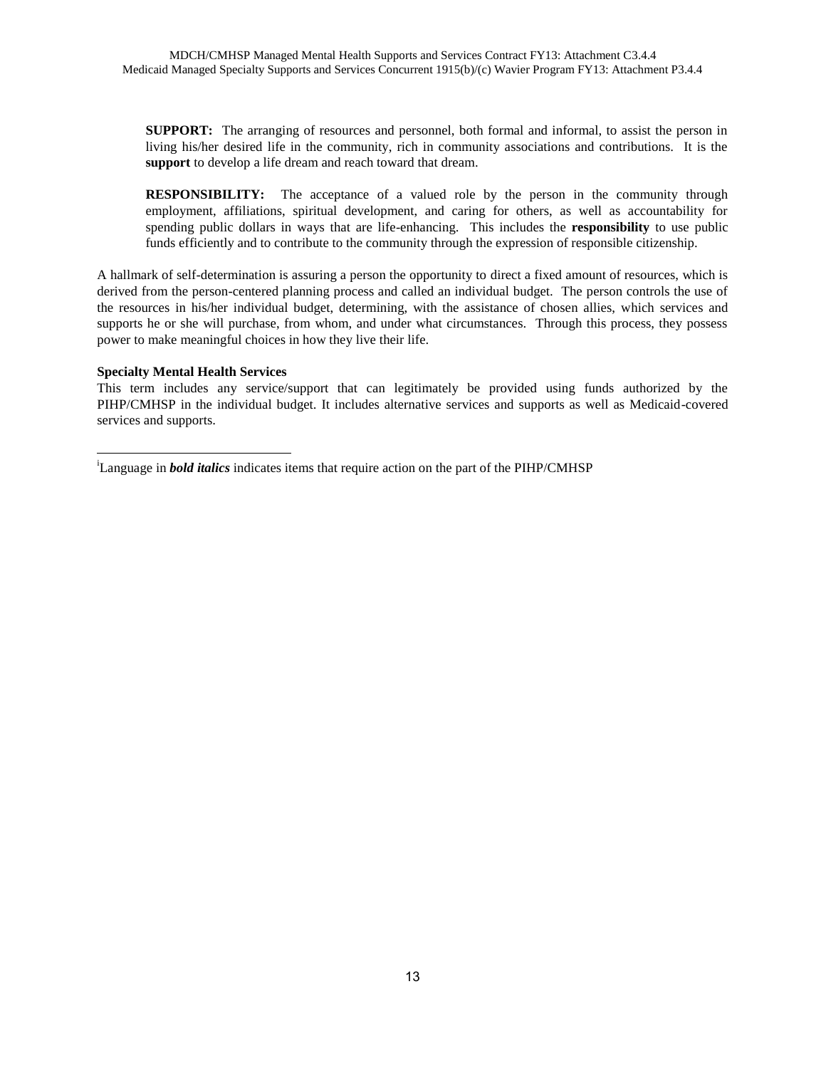**SUPPORT:** The arranging of resources and personnel, both formal and informal, to assist the person in living his/her desired life in the community, rich in community associations and contributions. It is the **support** to develop a life dream and reach toward that dream.

**RESPONSIBILITY:** The acceptance of a valued role by the person in the community through employment, affiliations, spiritual development, and caring for others, as well as accountability for spending public dollars in ways that are life-enhancing. This includes the **responsibility** to use public funds efficiently and to contribute to the community through the expression of responsible citizenship.

A hallmark of self-determination is assuring a person the opportunity to direct a fixed amount of resources, which is derived from the person-centered planning process and called an individual budget. The person controls the use of the resources in his/her individual budget, determining, with the assistance of chosen allies, which services and supports he or she will purchase, from whom, and under what circumstances. Through this process, they possess power to make meaningful choices in how they live their life.

**Specialty Mental Health Services**

This term includes any service/support that can legitimately be provided using funds authorized by the PIHP/CMHSP in the individual budget. It includes alternative services and supports as well as Medicaid-covered services and supports.

---

[i] Language in ***bold italics*** indicates items that require action on the part of the PIHP/CMHSP